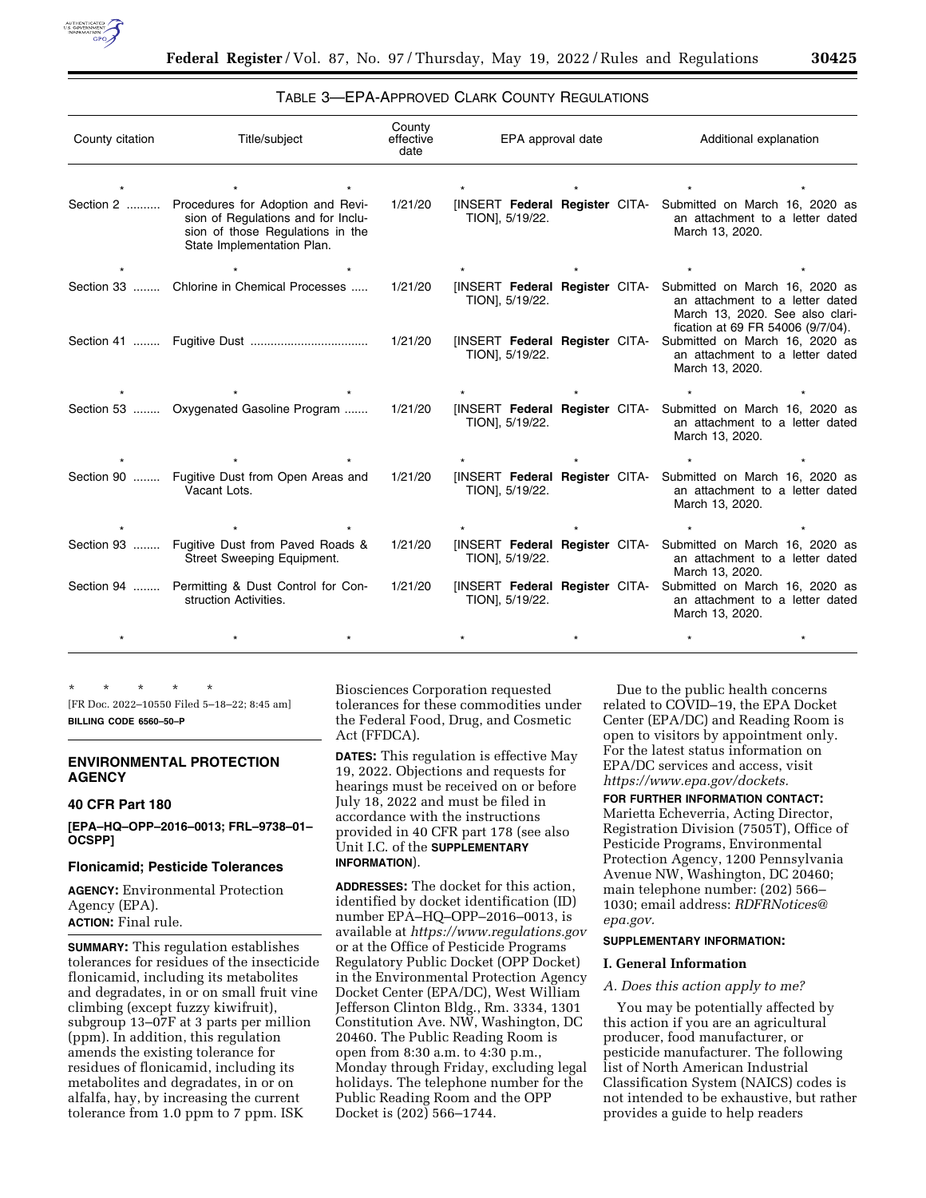### TABLE 3—EPA-APPROVED CLARK COUNTY REGULATIONS

| County citation | Title/subject | County effective date | EPA approval date | Additional explanation |
|---|---|---|---|---|
| * * * | * | * | * | * |
| Section 2 | Procedures for Adoption and Revision of Regulations and for Inclusion of those Regulations in the State Implementation Plan. | 1/21/20 | [INSERT **Federal Register** CITATION], 5/19/22. | Submitted on March 16, 2020 as an attachment to a letter dated March 13, 2020. |
| * * * | * | * | * | * |
| Section 33 | Chlorine in Chemical Processes | 1/21/20 | [INSERT **Federal Register** CITATION], 5/19/22. | Submitted on March 16, 2020 as an attachment to a letter dated March 13, 2020. See also clarification at 69 FR 54006 (9/7/04). |
| Section 41 | Fugitive Dust | 1/21/20 | [INSERT **Federal Register** CITATION], 5/19/22. | Submitted on March 16, 2020 as an attachment to a letter dated March 13, 2020. |
| * * * | * | * | * | * |
| Section 53 | Oxygenated Gasoline Program | 1/21/20 | [INSERT **Federal Register** CITATION], 5/19/22. | Submitted on March 16, 2020 as an attachment to a letter dated March 13, 2020. |
| * * * | * | * | * | * |
| Section 90 | Fugitive Dust from Open Areas and Vacant Lots. | 1/21/20 | [INSERT **Federal Register** CITATION], 5/19/22. | Submitted on March 16, 2020 as an attachment to a letter dated March 13, 2020. |
| * * * | * | * | * | * |
| Section 93 | Fugitive Dust from Paved Roads & Street Sweeping Equipment. | 1/21/20 | [INSERT **Federal Register** CITATION], 5/19/22. | Submitted on March 16, 2020 as an attachment to a letter dated March 13, 2020. |
| Section 94 | Permitting & Dust Control for Construction Activities. | 1/21/20 | [INSERT **Federal Register** CITATION], 5/19/22. | Submitted on March 16, 2020 as an attachment to a letter dated March 13, 2020. |
| * * * | * | * | * | * |

\* \* \* \* \*

[FR Doc. 2022–10550 Filed 5–18–22; 8:45 am]

**BILLING CODE 6560–50–P**

## ENVIRONMENTAL PROTECTION AGENCY

### 40 CFR Part 180

**[EPA–HQ–OPP–2016–0013; FRL–9738–01–OCSPP]**

### Flonicamid; Pesticide Tolerances

**AGENCY:** Environmental Protection Agency (EPA).

**ACTION:** Final rule.

**SUMMARY:** This regulation establishes tolerances for residues of the insecticide flonicamid, including its metabolites and degradates, in or on small fruit vine climbing (except fuzzy kiwifruit), subgroup 13–07F at 3 parts per million (ppm). In addition, this regulation amends the existing tolerance for residues of flonicamid, including its metabolites and degradates, in or on alfalfa, hay, by increasing the current tolerance from 1.0 ppm to 7 ppm. ISK Biosciences Corporation requested tolerances for these commodities under the Federal Food, Drug, and Cosmetic Act (FFDCA).

**DATES:** This regulation is effective May 19, 2022. Objections and requests for hearings must be received on or before July 18, 2022 and must be filed in accordance with the instructions provided in 40 CFR part 178 (see also Unit I.C. of the **SUPPLEMENTARY INFORMATION**).

**ADDRESSES:** The docket for this action, identified by docket identification (ID) number EPA–HQ–OPP–2016–0013, is available at *https://www.regulations.gov* or at the Office of Pesticide Programs Regulatory Public Docket (OPP Docket) in the Environmental Protection Agency Docket Center (EPA/DC), West William Jefferson Clinton Bldg., Rm. 3334, 1301 Constitution Ave. NW, Washington, DC 20460. The Public Reading Room is open from 8:30 a.m. to 4:30 p.m., Monday through Friday, excluding legal holidays. The telephone number for the Public Reading Room and the OPP Docket is (202) 566–1744.

Due to the public health concerns related to COVID–19, the EPA Docket Center (EPA/DC) and Reading Room is open to visitors by appointment only. For the latest status information on EPA/DC services and access, visit *https://www.epa.gov/dockets.*

**FOR FURTHER INFORMATION CONTACT:** Marietta Echeverria, Acting Director, Registration Division (7505T), Office of Pesticide Programs, Environmental Protection Agency, 1200 Pennsylvania Avenue NW, Washington, DC 20460; main telephone number: (202) 566–1030; email address: *RDFRNotices@epa.gov.*

**SUPPLEMENTARY INFORMATION:**

### I. General Information

*A. Does this action apply to me?*

You may be potentially affected by this action if you are an agricultural producer, food manufacturer, or pesticide manufacturer. The following list of North American Industrial Classification System (NAICS) codes is not intended to be exhaustive, but rather provides a guide to help readers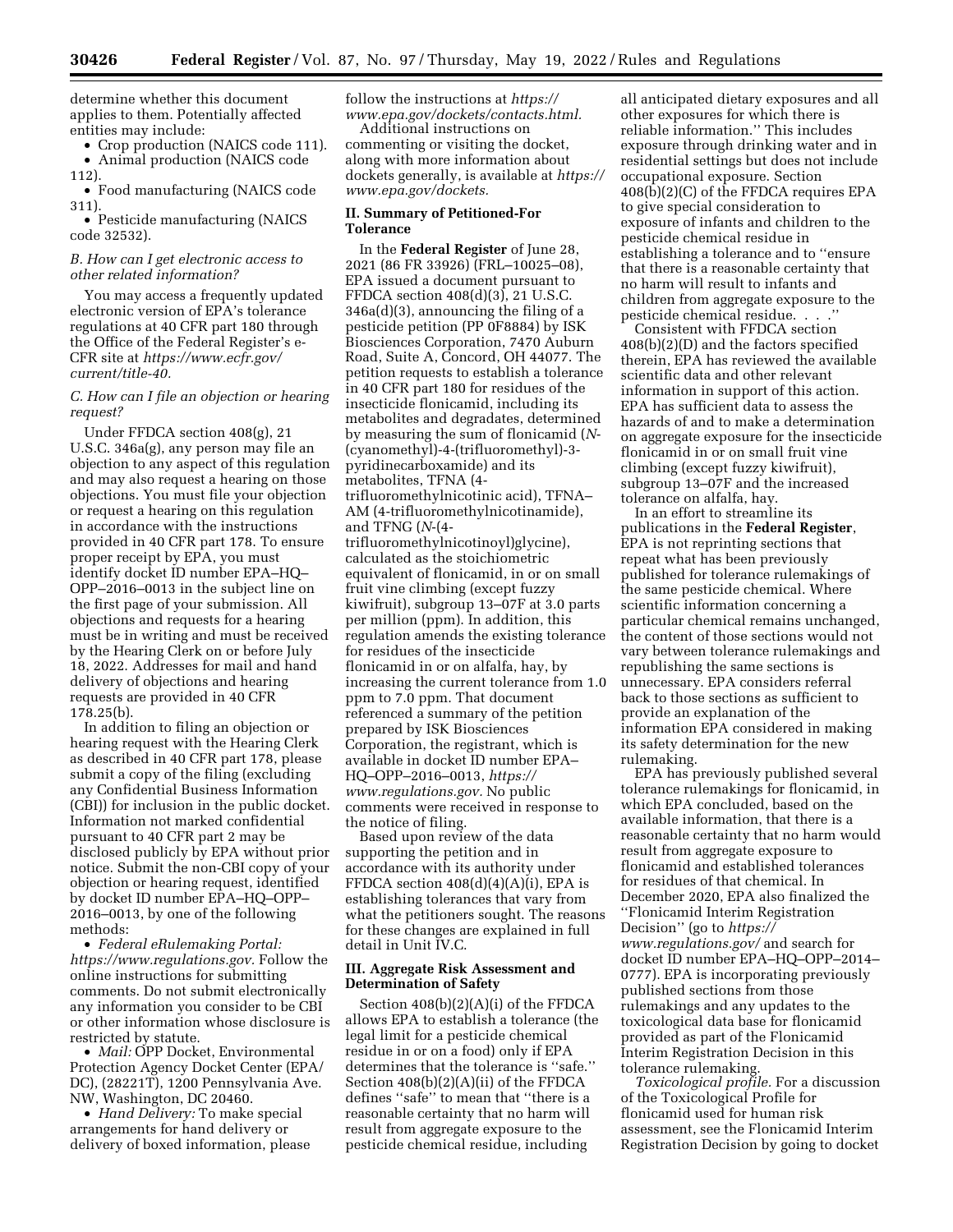determine whether this document applies to them. Potentially affected entities may include:

- Crop production (NAICS code 111).
- Animal production (NAICS code 112).
- Food manufacturing (NAICS code 311).
- Pesticide manufacturing (NAICS code 32532).

### *B. How can I get electronic access to other related information?*

You may access a frequently updated electronic version of EPA's tolerance regulations at 40 CFR part 180 through the Office of the Federal Register's e-CFR site at *https://www.ecfr.gov/current/title-40.*

### *C. How can I file an objection or hearing request?*

Under FFDCA section 408(g), 21 U.S.C. 346a(g), any person may file an objection to any aspect of this regulation and may also request a hearing on those objections. You must file your objection or request a hearing on this regulation in accordance with the instructions provided in 40 CFR part 178. To ensure proper receipt by EPA, you must identify docket ID number EPA–HQ–OPP–2016–0013 in the subject line on the first page of your submission. All objections and requests for a hearing must be in writing and must be received by the Hearing Clerk on or before July 18, 2022. Addresses for mail and hand delivery of objections and hearing requests are provided in 40 CFR 178.25(b).

In addition to filing an objection or hearing request with the Hearing Clerk as described in 40 CFR part 178, please submit a copy of the filing (excluding any Confidential Business Information (CBI)) for inclusion in the public docket. Information not marked confidential pursuant to 40 CFR part 2 may be disclosed publicly by EPA without prior notice. Submit the non-CBI copy of your objection or hearing request, identified by docket ID number EPA–HQ–OPP–2016–0013, by one of the following methods:

- *Federal eRulemaking Portal: https://www.regulations.gov.* Follow the online instructions for submitting comments. Do not submit electronically any information you consider to be CBI or other information whose disclosure is restricted by statute.
- *Mail:* OPP Docket, Environmental Protection Agency Docket Center (EPA/DC), (28221T), 1200 Pennsylvania Ave. NW, Washington, DC 20460.
- *Hand Delivery:* To make special arrangements for hand delivery or delivery of boxed information, please follow the instructions at *https://www.epa.gov/dockets/contacts.html.*

Additional instructions on commenting or visiting the docket, along with more information about dockets generally, is available at *https://www.epa.gov/dockets.*

## II. Summary of Petitioned-For Tolerance

In the **Federal Register** of June 28, 2021 (86 FR 33926) (FRL–10025–08), EPA issued a document pursuant to FFDCA section 408(d)(3), 21 U.S.C. 346a(d)(3), announcing the filing of a pesticide petition (PP 0F8884) by ISK Biosciences Corporation, 7470 Auburn Road, Suite A, Concord, OH 44077. The petition requests to establish a tolerance in 40 CFR part 180 for residues of the insecticide flonicamid, including its metabolites and degradates, determined by measuring the sum of flonicamid (*N*-(cyanomethyl)-4-(trifluoromethyl)-3-pyridinecarboxamide) and its metabolites, TFNA (4-trifluoromethylnicotinic acid), TFNA–AM (4-trifluoromethylnicotinamide), and TFNG (*N*-(4-trifluoromethylnicotinoyl)glycine), calculated as the stoichiometric equivalent of flonicamid, in or on small fruit vine climbing (except fuzzy kiwifruit), subgroup 13–07F at 3.0 parts per million (ppm). In addition, this regulation amends the existing tolerance for residues of the insecticide flonicamid in or on alfalfa, hay, by increasing the current tolerance from 1.0 ppm to 7.0 ppm. That document referenced a summary of the petition prepared by ISK Biosciences Corporation, the registrant, which is available in docket ID number EPA–HQ–OPP–2016–0013, *https://www.regulations.gov.* No public comments were received in response to the notice of filing.

Based upon review of the data supporting the petition and in accordance with its authority under FFDCA section 408(d)(4)(A)(i), EPA is establishing tolerances that vary from what the petitioners sought. The reasons for these changes are explained in full detail in Unit IV.C.

## III. Aggregate Risk Assessment and Determination of Safety

Section 408(b)(2)(A)(i) of the FFDCA allows EPA to establish a tolerance (the legal limit for a pesticide chemical residue in or on a food) only if EPA determines that the tolerance is "safe." Section 408(b)(2)(A)(ii) of the FFDCA defines "safe" to mean that "there is a reasonable certainty that no harm will result from aggregate exposure to the pesticide chemical residue, including all anticipated dietary exposures and all other exposures for which there is reliable information." This includes exposure through drinking water and in residential settings but does not include occupational exposure. Section 408(b)(2)(C) of the FFDCA requires EPA to give special consideration to exposure of infants and children to the pesticide chemical residue in establishing a tolerance and to "ensure that there is a reasonable certainty that no harm will result to infants and children from aggregate exposure to the pesticide chemical residue. . . ."

Consistent with FFDCA section 408(b)(2)(D) and the factors specified therein, EPA has reviewed the available scientific data and other relevant information in support of this action. EPA has sufficient data to assess the hazards of and to make a determination on aggregate exposure for the insecticide flonicamid in or on small fruit vine climbing (except fuzzy kiwifruit), subgroup 13–07F and the increased tolerance on alfalfa, hay.

In an effort to streamline its publications in the **Federal Register**, EPA is not reprinting sections that repeat what has been previously published for tolerance rulemakings of the same pesticide chemical. Where scientific information concerning a particular chemical remains unchanged, the content of those sections would not vary between tolerance rulemakings and republishing the same sections is unnecessary. EPA considers referral back to those sections as sufficient to provide an explanation of the information EPA considered in making its safety determination for the new rulemaking.

EPA has previously published several tolerance rulemakings for flonicamid, in which EPA concluded, based on the available information, that there is a reasonable certainty that no harm would result from aggregate exposure to flonicamid and established tolerances for residues of that chemical. In December 2020, EPA also finalized the "Flonicamid Interim Registration Decision" (go to *https://www.regulations.gov/* and search for docket ID number EPA–HQ–OPP–2014–0777). EPA is incorporating previously published sections from those rulemakings and any updates to the toxicological data base for flonicamid provided as part of the Flonicamid Interim Registration Decision in this tolerance rulemaking.

*Toxicological profile.* For a discussion of the Toxicological Profile for flonicamid used for human risk assessment, see the Flonicamid Interim Registration Decision by going to docket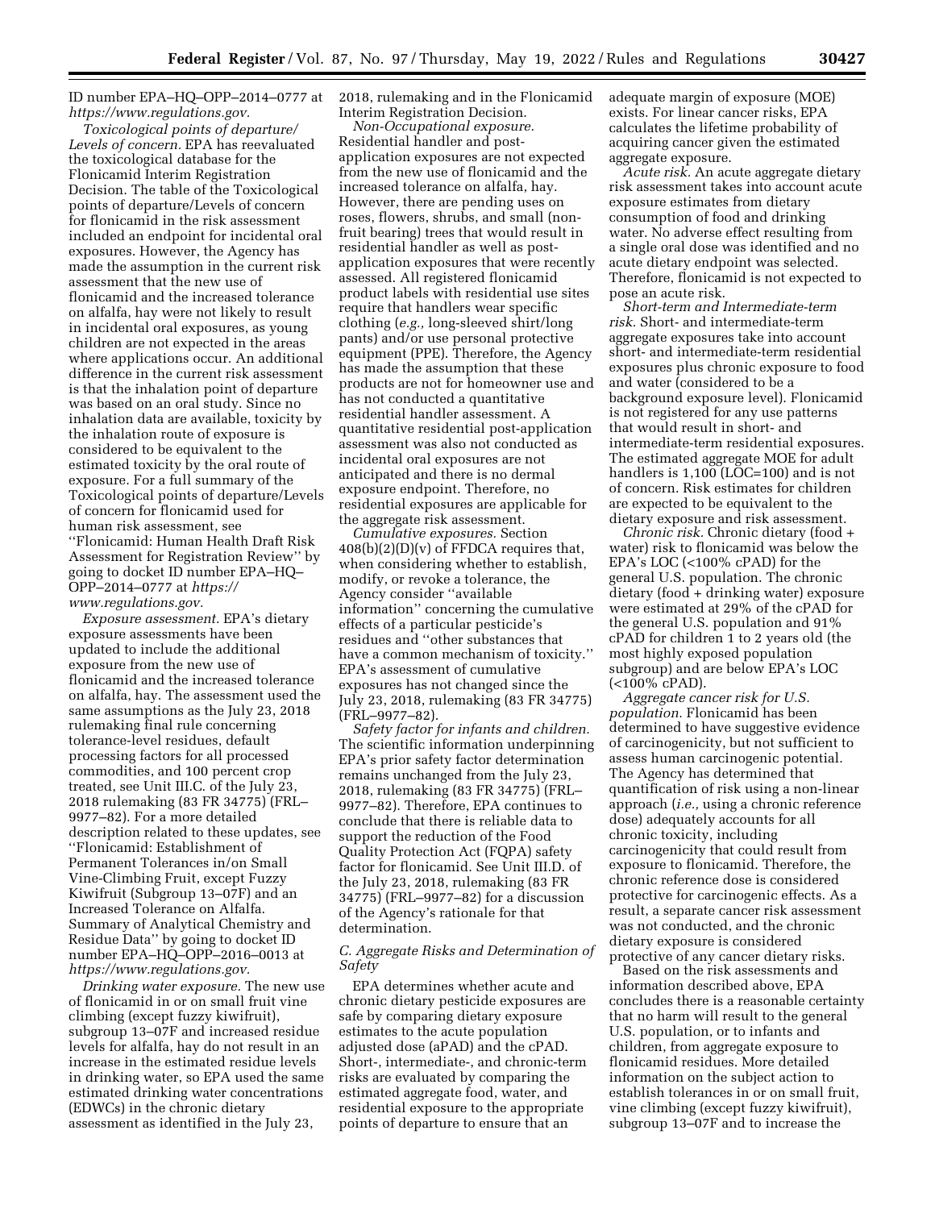ID number EPA–HQ–OPP–2014–0777 at *https://www.regulations.gov.*

*Toxicological points of departure/ Levels of concern.* EPA has reevaluated the toxicological database for the Flonicamid Interim Registration Decision. The table of the Toxicological points of departure/Levels of concern for flonicamid in the risk assessment included an endpoint for incidental oral exposures. However, the Agency has made the assumption in the current risk assessment that the new use of flonicamid and the increased tolerance on alfalfa, hay were not likely to result in incidental oral exposures, as young children are not expected in the areas where applications occur. An additional difference in the current risk assessment is that the inhalation point of departure was based on an oral study. Since no inhalation data are available, toxicity by the inhalation route of exposure is considered to be equivalent to the estimated toxicity by the oral route of exposure. For a full summary of the Toxicological points of departure/Levels of concern for flonicamid used for human risk assessment, see ''Flonicamid: Human Health Draft Risk Assessment for Registration Review'' by going to docket ID number EPA–HQ–OPP–2014–0777 at *https://www.regulations.gov.*

*Exposure assessment.* EPA's dietary exposure assessments have been updated to include the additional exposure from the new use of flonicamid and the increased tolerance on alfalfa, hay. The assessment used the same assumptions as the July 23, 2018 rulemaking final rule concerning tolerance-level residues, default processing factors for all processed commodities, and 100 percent crop treated, see Unit III.C. of the July 23, 2018 rulemaking (83 FR 34775) (FRL–9977–82). For a more detailed description related to these updates, see ''Flonicamid: Establishment of Permanent Tolerances in/on Small Vine-Climbing Fruit, except Fuzzy Kiwifruit (Subgroup 13–07F) and an Increased Tolerance on Alfalfa. Summary of Analytical Chemistry and Residue Data'' by going to docket ID number EPA–HQ–OPP–2016–0013 at *https://www.regulations.gov.*

*Drinking water exposure.* The new use of flonicamid in or on small fruit vine climbing (except fuzzy kiwifruit), subgroup 13–07F and increased residue levels for alfalfa, hay do not result in an increase in the estimated residue levels in drinking water, so EPA used the same estimated drinking water concentrations (EDWCs) in the chronic dietary assessment as identified in the July 23, 2018, rulemaking and in the Flonicamid Interim Registration Decision.

*Non-Occupational exposure.* Residential handler and post-application exposures are not expected from the new use of flonicamid and the increased tolerance on alfalfa, hay. However, there are pending uses on roses, flowers, shrubs, and small (non-fruit bearing) trees that would result in residential handler as well as post-application exposures that were recently assessed. All registered flonicamid product labels with residential use sites require that handlers wear specific clothing (*e.g.,* long-sleeved shirt/long pants) and/or use personal protective equipment (PPE). Therefore, the Agency has made the assumption that these products are not for homeowner use and has not conducted a quantitative residential handler assessment. A quantitative residential post-application assessment was also not conducted as incidental oral exposures are not anticipated and there is no dermal exposure endpoint. Therefore, no residential exposures are applicable for the aggregate risk assessment.

*Cumulative exposures.* Section 408(b)(2)(D)(v) of FFDCA requires that, when considering whether to establish, modify, or revoke a tolerance, the Agency consider ''available information'' concerning the cumulative effects of a particular pesticide's residues and ''other substances that have a common mechanism of toxicity.'' EPA's assessment of cumulative exposures has not changed since the July 23, 2018, rulemaking (83 FR 34775) (FRL–9977–82).

*Safety factor for infants and children.* The scientific information underpinning EPA's prior safety factor determination remains unchanged from the July 23, 2018, rulemaking (83 FR 34775) (FRL–9977–82). Therefore, EPA continues to conclude that there is reliable data to support the reduction of the Food Quality Protection Act (FQPA) safety factor for flonicamid. See Unit III.D. of the July 23, 2018, rulemaking (83 FR 34775) (FRL–9977–82) for a discussion of the Agency's rationale for that determination.

### *C. Aggregate Risks and Determination of Safety*

EPA determines whether acute and chronic dietary pesticide exposures are safe by comparing dietary exposure estimates to the acute population adjusted dose (aPAD) and the cPAD. Short-, intermediate-, and chronic-term risks are evaluated by comparing the estimated aggregate food, water, and residential exposure to the appropriate points of departure to ensure that an adequate margin of exposure (MOE) exists. For linear cancer risks, EPA calculates the lifetime probability of acquiring cancer given the estimated aggregate exposure.

*Acute risk.* An acute aggregate dietary risk assessment takes into account acute exposure estimates from dietary consumption of food and drinking water. No adverse effect resulting from a single oral dose was identified and no acute dietary endpoint was selected. Therefore, flonicamid is not expected to pose an acute risk.

*Short-term and Intermediate-term risk.* Short- and intermediate-term aggregate exposures take into account short- and intermediate-term residential exposures plus chronic exposure to food and water (considered to be a background exposure level). Flonicamid is not registered for any use patterns that would result in short- and intermediate-term residential exposures. The estimated aggregate MOE for adult handlers is 1,100 (LOC=100) and is not of concern. Risk estimates for children are expected to be equivalent to the dietary exposure and risk assessment.

*Chronic risk.* Chronic dietary (food + water) risk to flonicamid was below the EPA's LOC (<100% cPAD) for the general U.S. population. The chronic dietary (food + drinking water) exposure were estimated at 29% of the cPAD for the general U.S. population and 91% cPAD for children 1 to 2 years old (the most highly exposed population subgroup) and are below EPA's LOC (<100% cPAD).

*Aggregate cancer risk for U.S. population.* Flonicamid has been determined to have suggestive evidence of carcinogenicity, but not sufficient to assess human carcinogenic potential. The Agency has determined that quantification of risk using a non-linear approach (*i.e.,* using a chronic reference dose) adequately accounts for all chronic toxicity, including carcinogenicity that could result from exposure to flonicamid. Therefore, the chronic reference dose is considered protective for carcinogenic effects. As a result, a separate cancer risk assessment was not conducted, and the chronic dietary exposure is considered protective of any cancer dietary risks.

Based on the risk assessments and information described above, EPA concludes there is a reasonable certainty that no harm will result to the general U.S. population, or to infants and children, from aggregate exposure to flonicamid residues. More detailed information on the subject action to establish tolerances in or on small fruit, vine climbing (except fuzzy kiwifruit), subgroup 13–07F and to increase the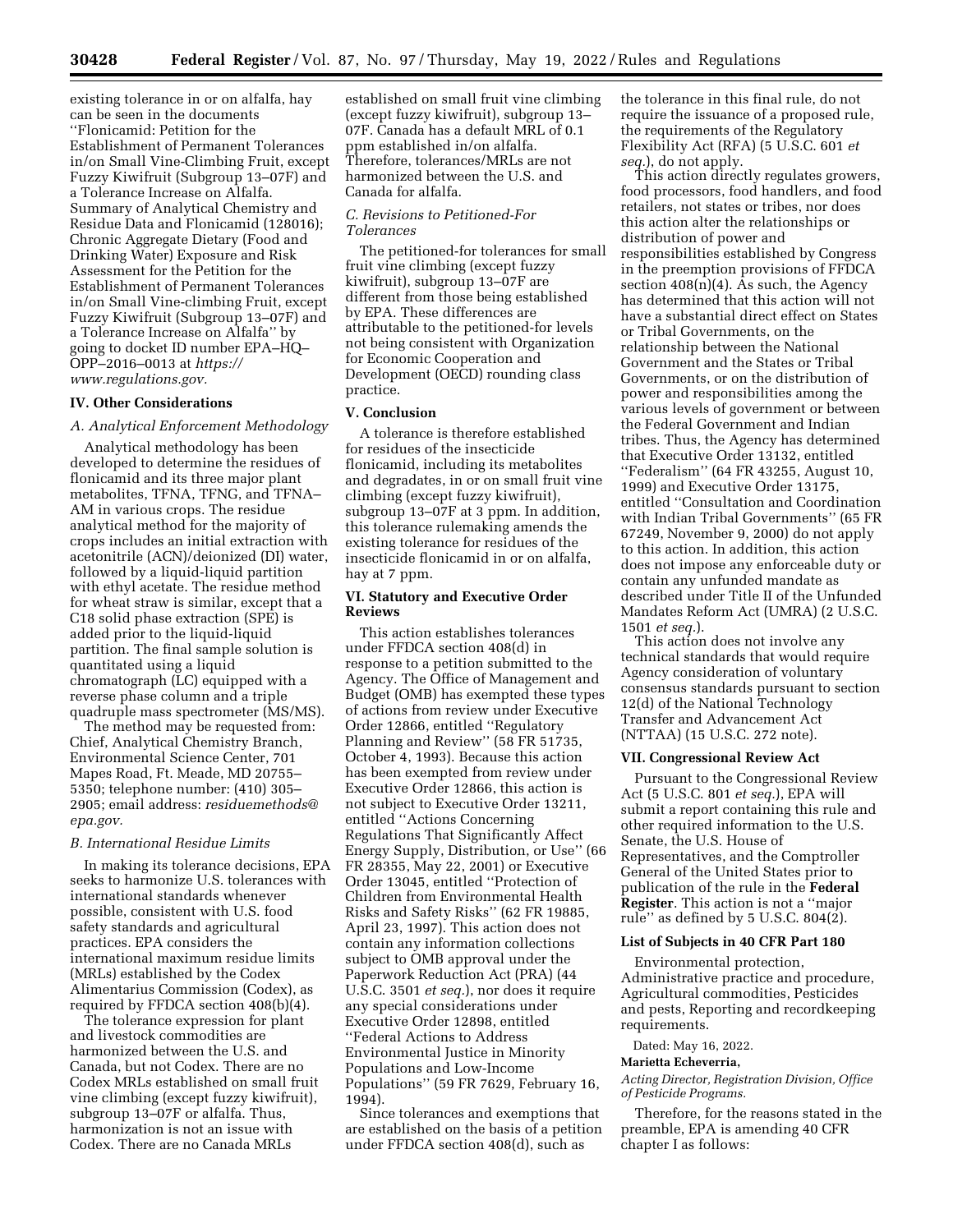existing tolerance in or on alfalfa, hay can be seen in the documents ''Flonicamid: Petition for the Establishment of Permanent Tolerances in/on Small Vine-Climbing Fruit, except Fuzzy Kiwifruit (Subgroup 13–07F) and a Tolerance Increase on Alfalfa. Summary of Analytical Chemistry and Residue Data and Flonicamid (128016); Chronic Aggregate Dietary (Food and Drinking Water) Exposure and Risk Assessment for the Petition for the Establishment of Permanent Tolerances in/on Small Vine-climbing Fruit, except Fuzzy Kiwifruit (Subgroup 13–07F) and a Tolerance Increase on Alfalfa'' by going to docket ID number EPA–HQ–OPP–2016–0013 at *https://www.regulations.gov.*

## IV. Other Considerations

### *A. Analytical Enforcement Methodology*

Analytical methodology has been developed to determine the residues of flonicamid and its three major plant metabolites, TFNA, TFNG, and TFNA–AM in various crops. The residue analytical method for the majority of crops includes an initial extraction with acetonitrile (ACN)/deionized (DI) water, followed by a liquid-liquid partition with ethyl acetate. The residue method for wheat straw is similar, except that a C18 solid phase extraction (SPE) is added prior to the liquid-liquid partition. The final sample solution is quantitated using a liquid chromatograph (LC) equipped with a reverse phase column and a triple quadruple mass spectrometer (MS/MS).

The method may be requested from: Chief, Analytical Chemistry Branch, Environmental Science Center, 701 Mapes Road, Ft. Meade, MD 20755–5350; telephone number: (410) 305–2905; email address: *residuemethods@epa.gov.*

### *B. International Residue Limits*

In making its tolerance decisions, EPA seeks to harmonize U.S. tolerances with international standards whenever possible, consistent with U.S. food safety standards and agricultural practices. EPA considers the international maximum residue limits (MRLs) established by the Codex Alimentarius Commission (Codex), as required by FFDCA section 408(b)(4).

The tolerance expression for plant and livestock commodities are harmonized between the U.S. and Canada, but not Codex. There are no Codex MRLs established on small fruit vine climbing (except fuzzy kiwifruit), subgroup 13–07F or alfalfa. Thus, harmonization is not an issue with Codex. There are no Canada MRLs established on small fruit vine climbing (except fuzzy kiwifruit), subgroup 13–07F. Canada has a default MRL of 0.1 ppm established in/on alfalfa. Therefore, tolerances/MRLs are not harmonized between the U.S. and Canada for alfalfa.

### *C. Revisions to Petitioned-For Tolerances*

The petitioned-for tolerances for small fruit vine climbing (except fuzzy kiwifruit), subgroup 13–07F are different from those being established by EPA. These differences are attributable to the petitioned-for levels not being consistent with Organization for Economic Cooperation and Development (OECD) rounding class practice.

## V. Conclusion

A tolerance is therefore established for residues of the insecticide flonicamid, including its metabolites and degradates, in or on small fruit vine climbing (except fuzzy kiwifruit), subgroup 13–07F at 3 ppm. In addition, this tolerance rulemaking amends the existing tolerance for residues of the insecticide flonicamid in or on alfalfa, hay at 7 ppm.

## VI. Statutory and Executive Order Reviews

This action establishes tolerances under FFDCA section 408(d) in response to a petition submitted to the Agency. The Office of Management and Budget (OMB) has exempted these types of actions from review under Executive Order 12866, entitled ''Regulatory Planning and Review'' (58 FR 51735, October 4, 1993). Because this action has been exempted from review under Executive Order 12866, this action is not subject to Executive Order 13211, entitled ''Actions Concerning Regulations That Significantly Affect Energy Supply, Distribution, or Use'' (66 FR 28355, May 22, 2001) or Executive Order 13045, entitled ''Protection of Children from Environmental Health Risks and Safety Risks'' (62 FR 19885, April 23, 1997). This action does not contain any information collections subject to OMB approval under the Paperwork Reduction Act (PRA) (44 U.S.C. 3501 *et seq.*), nor does it require any special considerations under Executive Order 12898, entitled ''Federal Actions to Address Environmental Justice in Minority Populations and Low-Income Populations'' (59 FR 7629, February 16, 1994).

Since tolerances and exemptions that are established on the basis of a petition under FFDCA section 408(d), such as the tolerance in this final rule, do not require the issuance of a proposed rule, the requirements of the Regulatory Flexibility Act (RFA) (5 U.S.C. 601 *et seq.*), do not apply.

This action directly regulates growers, food processors, food handlers, and food retailers, not states or tribes, nor does this action alter the relationships or distribution of power and responsibilities established by Congress in the preemption provisions of FFDCA section 408(n)(4). As such, the Agency has determined that this action will not have a substantial direct effect on States or Tribal Governments, on the relationship between the National Government and the States or Tribal Governments, or on the distribution of power and responsibilities among the various levels of government or between the Federal Government and Indian tribes. Thus, the Agency has determined that Executive Order 13132, entitled ''Federalism'' (64 FR 43255, August 10, 1999) and Executive Order 13175, entitled ''Consultation and Coordination with Indian Tribal Governments'' (65 FR 67249, November 9, 2000) do not apply to this action. In addition, this action does not impose any enforceable duty or contain any unfunded mandate as described under Title II of the Unfunded Mandates Reform Act (UMRA) (2 U.S.C. 1501 *et seq.*).

This action does not involve any technical standards that would require Agency consideration of voluntary consensus standards pursuant to section 12(d) of the National Technology Transfer and Advancement Act (NTTAA) (15 U.S.C. 272 note).

## VII. Congressional Review Act

Pursuant to the Congressional Review Act (5 U.S.C. 801 *et seq.*), EPA will submit a report containing this rule and other required information to the U.S. Senate, the U.S. House of Representatives, and the Comptroller General of the United States prior to publication of the rule in the **Federal Register**. This action is not a ''major rule'' as defined by 5 U.S.C. 804(2).

### List of Subjects in 40 CFR Part 180

Environmental protection, Administrative practice and procedure, Agricultural commodities, Pesticides and pests, Reporting and recordkeeping requirements.

Dated: May 16, 2022.

**Marietta Echeverria,**

*Acting Director, Registration Division, Office of Pesticide Programs.*

Therefore, for the reasons stated in the preamble, EPA is amending 40 CFR chapter I as follows: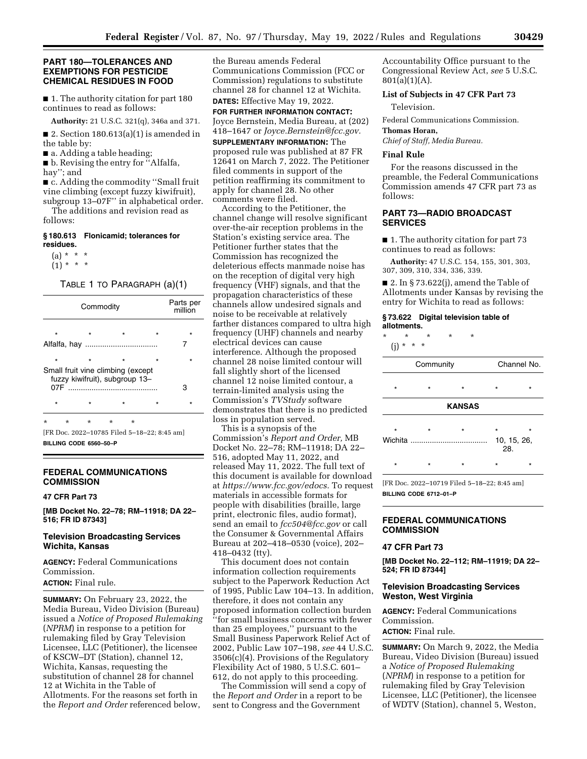## PART 180—TOLERANCES AND EXEMPTIONS FOR PESTICIDE CHEMICAL RESIDUES IN FOOD

■ 1. The authority citation for part 180 continues to read as follows:

**Authority:** 21 U.S.C. 321(q), 346a and 371.

■ 2. Section 180.613(a)(1) is amended in the table by:

■ a. Adding a table heading;

■ b. Revising the entry for ''Alfalfa, hay''; and

■ c. Adding the commodity ''Small fruit vine climbing (except fuzzy kiwifruit), subgroup 13–07F'' in alphabetical order.

The additions and revision read as follows:

### § 180.613 Flonicamid; tolerances for residues.

(a) * * *

(1) * * *

TABLE 1 TO PARAGRAPH (a)(1)

| Commodity | Parts per million |
|---|---|
| * * * * | * |
| Alfalfa, hay | 7 |
| * * * * | * |
| Small fruit vine climbing (except fuzzy kiwifruit), subgroup 13–07F | 3 |
| * * * * | * |

\* * * * *

[FR Doc. 2022–10785 Filed 5–18–22; 8:45 am]

**BILLING CODE 6560–50–P**

---

## FEDERAL COMMUNICATIONS COMMISSION

### 47 CFR Part 73

**[MB Docket No. 22–78; RM–11918; DA 22–516; FR ID 87343]**

### Television Broadcasting Services Wichita, Kansas

**AGENCY:** Federal Communications Commission.

**ACTION:** Final rule.

**SUMMARY:** On February 23, 2022, the Media Bureau, Video Division (Bureau) issued a *Notice of Proposed Rulemaking* (*NPRM*) in response to a petition for rulemaking filed by Gray Television Licensee, LLC (Petitioner), the licensee of KSCW–DT (Station), channel 12, Wichita, Kansas, requesting the substitution of channel 28 for channel 12 at Wichita in the Table of Allotments. For the reasons set forth in the *Report and Order* referenced below, the Bureau amends Federal Communications Commission (FCC or Commission) regulations to substitute channel 28 for channel 12 at Wichita.

**DATES:** Effective May 19, 2022.

**FOR FURTHER INFORMATION CONTACT:** Joyce Bernstein, Media Bureau, at (202) 418–1647 or *Joyce.Bernstein@fcc.gov.*

**SUPPLEMENTARY INFORMATION:** The proposed rule was published at 87 FR 12641 on March 7, 2022. The Petitioner filed comments in support of the petition reaffirming its commitment to apply for channel 28. No other comments were filed.

According to the Petitioner, the channel change will resolve significant over-the-air reception problems in the Station's existing service area. The Petitioner further states that the Commission has recognized the deleterious effects manmade noise has on the reception of digital very high frequency (VHF) signals, and that the propagation characteristics of these channels allow undesired signals and noise to be receivable at relatively farther distances compared to ultra high frequency (UHF) channels and nearby electrical devices can cause interference. Although the proposed channel 28 noise limited contour will fall slightly short of the licensed channel 12 noise limited contour, a terrain-limited analysis using the Commission's *TVStudy* software demonstrates that there is no predicted loss in population served.

This is a synopsis of the Commission's *Report and Order,* MB Docket No. 22–78; RM–11918; DA 22–516, adopted May 11, 2022, and released May 11, 2022. The full text of this document is available for download at *https://www.fcc.gov/edocs.* To request materials in accessible formats for people with disabilities (braille, large print, electronic files, audio format), send an email to *fcc504@fcc.gov* or call the Consumer & Governmental Affairs Bureau at 202–418–0530 (voice), 202–418–0432 (tty).

This document does not contain information collection requirements subject to the Paperwork Reduction Act of 1995, Public Law 104–13. In addition, therefore, it does not contain any proposed information collection burden ''for small business concerns with fewer than 25 employees,'' pursuant to the Small Business Paperwork Relief Act of 2002, Public Law 107–198, *see* 44 U.S.C. 3506(c)(4). Provisions of the Regulatory Flexibility Act of 1980, 5 U.S.C. 601–612, do not apply to this proceeding.

The Commission will send a copy of the *Report and Order* in a report to be sent to Congress and the Government Accountability Office pursuant to the Congressional Review Act, *see* 5 U.S.C. 801(a)(1)(A).

### List of Subjects in 47 CFR Part 73

Television.

Federal Communications Commission.

**Thomas Horan,**

*Chief of Staff, Media Bureau.*

### Final Rule

For the reasons discussed in the preamble, the Federal Communications Commission amends 47 CFR part 73 as follows:

## PART 73—RADIO BROADCAST SERVICES

■ 1. The authority citation for part 73 continues to read as follows:

**Authority:** 47 U.S.C. 154, 155, 301, 303, 307, 309, 310, 334, 336, 339.

■ 2. In § 73.622(j), amend the Table of Allotments under Kansas by revising the entry for Wichita to read as follows:

### § 73.622 Digital television table of allotments.

\* * * * *

(j) * * *

| Community | Channel No. |
|---|---|
| * * * | * * |
| **KANSAS** | |
| * * * | * * |
| Wichita | 10, 15, 26, 28. |
| * * * | * * |

[FR Doc. 2022–10719 Filed 5–18–22; 8:45 am]

**BILLING CODE 6712–01–P**

---

## FEDERAL COMMUNICATIONS COMMISSION

### 47 CFR Part 73

**[MB Docket No. 22–112; RM–11919; DA 22–524; FR ID 87344]**

### Television Broadcasting Services Weston, West Virginia

**AGENCY:** Federal Communications Commission.

**ACTION:** Final rule.

**SUMMARY:** On March 9, 2022, the Media Bureau, Video Division (Bureau) issued a *Notice of Proposed Rulemaking* (*NPRM*) in response to a petition for rulemaking filed by Gray Television Licensee, LLC (Petitioner), the licensee of WDTV (Station), channel 5, Weston,